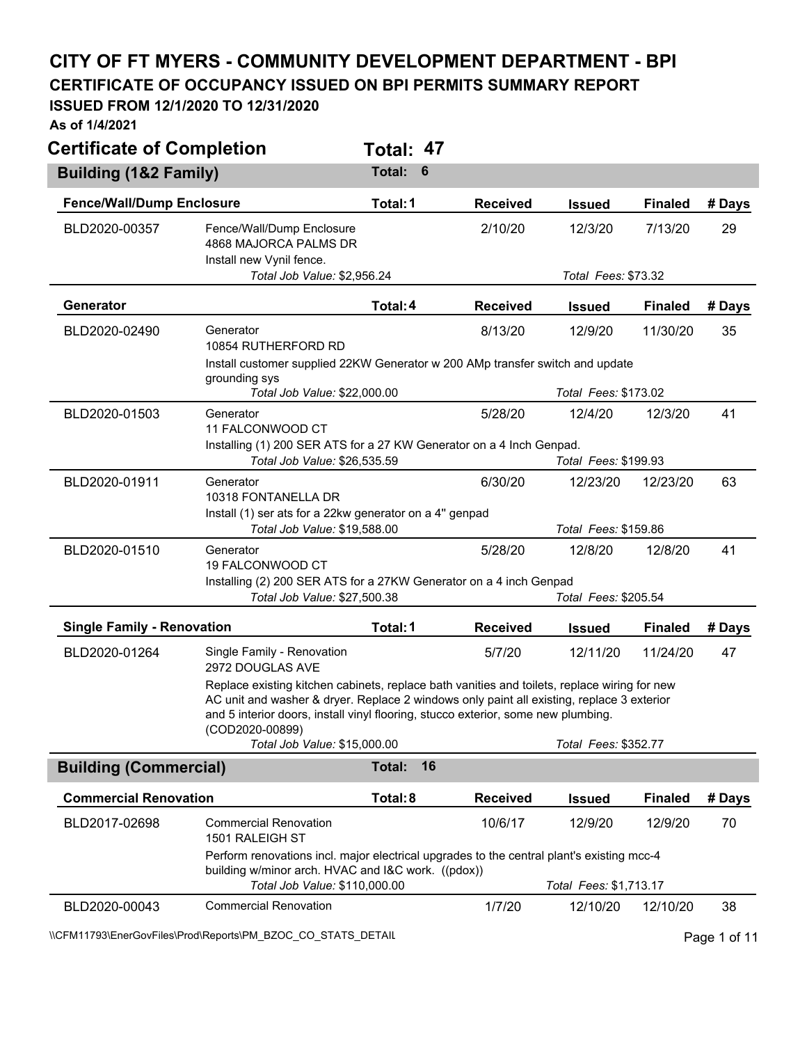# CITY OF FT MYERS - COMMUNITY DEVELOPMENT DEPARTMENT - BPI

## CERTIFICATE OF OCCUPANCY ISSUED ON BPI PERMITS SUMMARY REPORT

**ISSUED FROM 12/1/2020 TO 12/31/2020**

**As of 1/4/2021**

## Certificate of Completion — Total: 47

### Building (1&2 Family) — Total: 6

#### Fence/Wall/Dump Enclosure — Total: 1

| Permit | Description | Received | Issued | Finaled | # Days |
|---|---|---|---|---|---|
| BLD2020-00357 | Fence/Wall/Dump Enclosure<br>4868 MAJORCA PALMS DR<br>Install new Vynil fence.<br>*Total Job Value:* $2,956.24 — *Total Fees:* $73.32 | 2/10/20 | 12/3/20 | 7/13/20 | 29 |

#### Generator — Total: 4

| Permit | Description | Received | Issued | Finaled | # Days |
|---|---|---|---|---|---|
| BLD2020-02490 | Generator<br>10854 RUTHERFORD RD<br>Install customer supplied 22KW Generator w 200 AMp transfer switch and update grounding sys<br>*Total Job Value:* $22,000.00 — *Total Fees:* $173.02 | 8/13/20 | 12/9/20 | 11/30/20 | 35 |
| BLD2020-01503 | Generator<br>11 FALCONWOOD CT<br>Installing (1) 200 SER ATS for a 27 KW Generator on a 4 Inch Genpad.<br>*Total Job Value:* $26,535.59 — *Total Fees:* $199.93 | 5/28/20 | 12/4/20 | 12/3/20 | 41 |
| BLD2020-01911 | Generator<br>10318 FONTANELLA DR<br>Install (1) ser ats for a 22kw generator on a 4" genpad<br>*Total Job Value:* $19,588.00 — *Total Fees:* $159.86 | 6/30/20 | 12/23/20 | 12/23/20 | 63 |
| BLD2020-01510 | Generator<br>19 FALCONWOOD CT<br>Installing (2) 200 SER ATS for a 27KW Generator on a 4 inch Genpad<br>*Total Job Value:* $27,500.38 — *Total Fees:* $205.54 | 5/28/20 | 12/8/20 | 12/8/20 | 41 |

#### Single Family - Renovation — Total: 1

| Permit | Description | Received | Issued | Finaled | # Days |
|---|---|---|---|---|---|
| BLD2020-01264 | Single Family - Renovation<br>2972 DOUGLAS AVE<br>Replace existing kitchen cabinets, replace bath vanities and toilets, replace wiring for new AC unit and washer & dryer. Replace 2 windows only paint all existing, replace 3 exterior and 5 interior doors, install vinyl flooring, stucco exterior, some new plumbing. (COD2020-00899)<br>*Total Job Value:* $15,000.00 — *Total Fees:* $352.77 | 5/7/20 | 12/11/20 | 11/24/20 | 47 |

### Building (Commercial) — Total: 16

#### Commercial Renovation — Total: 8

| Permit | Description | Received | Issued | Finaled | # Days |
|---|---|---|---|---|---|
| BLD2017-02698 | Commercial Renovation<br>1501 RALEIGH ST<br>Perform renovations incl. major electrical upgrades to the central plant's existing mcc-4 building w/minor arch. HVAC and I&C work. ((pdox))<br>*Total Job Value:* $110,000.00 — *Total Fees:* $1,713.17 | 10/6/17 | 12/9/20 | 12/9/20 | 70 |
| BLD2020-00043 | Commercial Renovation | 1/7/20 | 12/10/20 | 12/10/20 | 38 |

\\CFM11793\EnerGovFiles\Prod\Reports\PM_BZOC_CO_STATS_DETAIL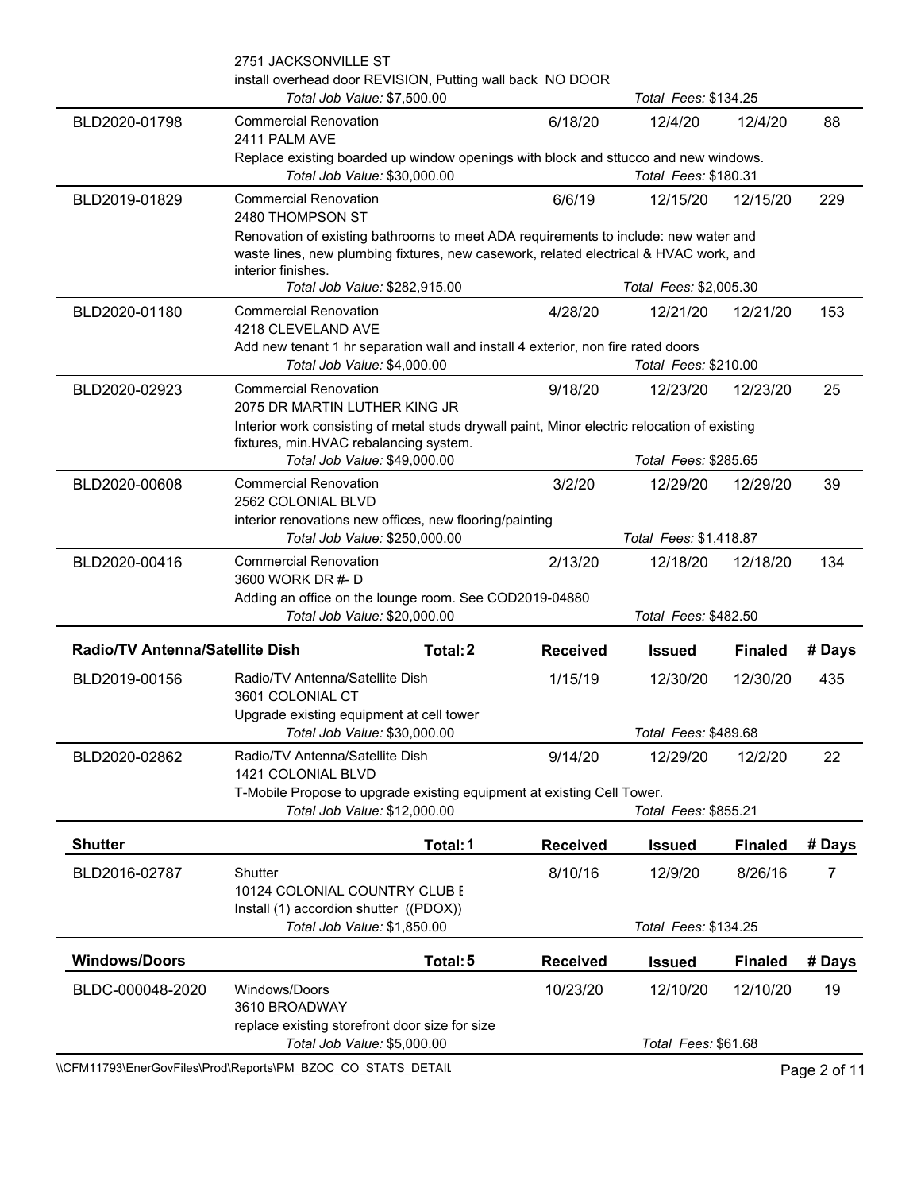| | | | | | |
|---|---|---|---|---|---|
| | 2751 JACKSONVILLE ST | | | | |
| | install overhead door REVISION, Putting wall back NO DOOR | | | | |
| | *Total Job Value:* $7,500.00 | | *Total Fees:* $134.25 | | |
| BLD2020-01798 | Commercial Renovation<br>2411 PALM AVE | 6/18/20 | 12/4/20 | 12/4/20 | 88 |
| | Replace existing boarded up window openings with block and sttucco and new windows. | | | | |
| | *Total Job Value:* $30,000.00 | | *Total Fees:* $180.31 | | |
| BLD2019-01829 | Commercial Renovation<br>2480 THOMPSON ST | 6/6/19 | 12/15/20 | 12/15/20 | 229 |
| | Renovation of existing bathrooms to meet ADA requirements to include: new water and waste lines, new plumbing fixtures, new casework, related electrical & HVAC work, and interior finishes. | | | | |
| | *Total Job Value:* $282,915.00 | | *Total Fees:* $2,005.30 | | |
| BLD2020-01180 | Commercial Renovation<br>4218 CLEVELAND AVE | 4/28/20 | 12/21/20 | 12/21/20 | 153 |
| | Add new tenant 1 hr separation wall and install 4 exterior, non fire rated doors | | | | |
| | *Total Job Value:* $4,000.00 | | *Total Fees:* $210.00 | | |
| BLD2020-02923 | Commercial Renovation<br>2075 DR MARTIN LUTHER KING JR | 9/18/20 | 12/23/20 | 12/23/20 | 25 |
| | Interior work consisting of metal studs drywall paint, Minor electric relocation of existing fixtures, min.HVAC rebalancing system. | | | | |
| | *Total Job Value:* $49,000.00 | | *Total Fees:* $285.65 | | |
| BLD2020-00608 | Commercial Renovation<br>2562 COLONIAL BLVD | 3/2/20 | 12/29/20 | 12/29/20 | 39 |
| | interior renovations new offices, new flooring/painting | | | | |
| | *Total Job Value:* $250,000.00 | | *Total Fees:* $1,418.87 | | |
| BLD2020-00416 | Commercial Renovation<br>3600 WORK DR #- D | 2/13/20 | 12/18/20 | 12/18/20 | 134 |
| | Adding an office on the lounge room. See COD2019-04880 | | | | |
| | *Total Job Value:* $20,000.00 | | *Total Fees:* $482.50 | | |

| **Radio/TV Antenna/Satellite Dish** | **Total: 2** | **Received** | **Issued** | **Finaled** | **# Days** |
|---|---|---|---|---|---|
| BLD2019-00156 | Radio/TV Antenna/Satellite Dish<br>3601 COLONIAL CT | 1/15/19 | 12/30/20 | 12/30/20 | 435 |
| | Upgrade existing equipment at cell tower | | | | |
| | *Total Job Value:* $30,000.00 | | *Total Fees:* $489.68 | | |
| BLD2020-02862 | Radio/TV Antenna/Satellite Dish<br>1421 COLONIAL BLVD | 9/14/20 | 12/29/20 | 12/2/20 | 22 |
| | T-Mobile Propose to upgrade existing equipment at existing Cell Tower. | | | | |
| | *Total Job Value:* $12,000.00 | | *Total Fees:* $855.21 | | |

| **Shutter** | **Total: 1** | **Received** | **Issued** | **Finaled** | **# Days** |
|---|---|---|---|---|---|
| BLD2016-02787 | Shutter<br>10124 COLONIAL COUNTRY CLUB E | 8/10/16 | 12/9/20 | 8/26/16 | 7 |
| | Install (1) accordion shutter ((PDOX)) | | | | |
| | *Total Job Value:* $1,850.00 | | *Total Fees:* $134.25 | | |

| **Windows/Doors** | **Total: 5** | **Received** | **Issued** | **Finaled** | **# Days** |
|---|---|---|---|---|---|
| BLDC-000048-2020 | Windows/Doors<br>3610 BROADWAY | 10/23/20 | 12/10/20 | 12/10/20 | 19 |
| | replace existing storefront door size for size | | | | |
| | *Total Job Value:* $5,000.00 | | *Total Fees:* $61.68 | | |

\\CFM11793\EnerGovFiles\Prod\Reports\PM_BZOC_CO_STATS_DETAIL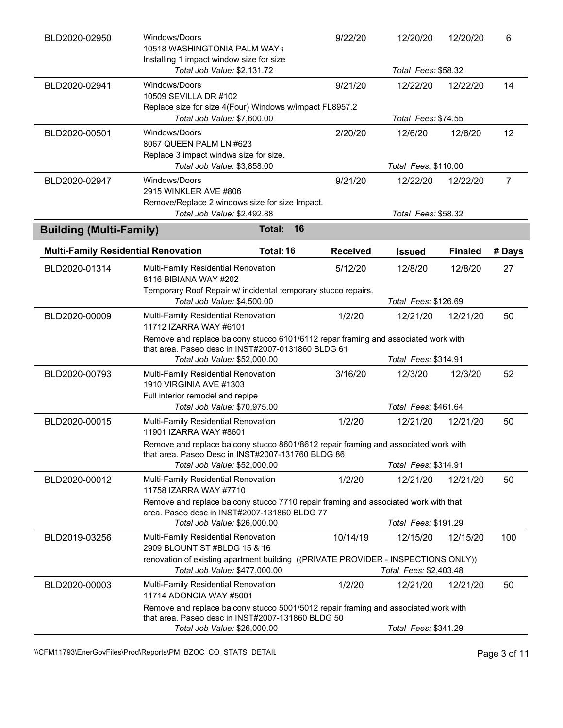| Permit | Description | Received | Issued | Finaled | # Days |
|---|---|---|---|---|---|
| BLD2020-02950 | Windows/Doors<br>10518 WASHINGTONIA PALM WAY ;<br>Installing 1 impact window size for size<br>*Total Job Value:* $2,131.72 | 9/22/20 | 12/20/20<br>*Total Fees:* $58.32 | 12/20/20 | 6 |
| BLD2020-02941 | Windows/Doors<br>10509 SEVILLA DR #102<br>Replace size for size 4(Four) Windows w/impact FL8957.2<br>*Total Job Value:* $7,600.00 | 9/21/20 | 12/22/20<br>*Total Fees:* $74.55 | 12/22/20 | 14 |
| BLD2020-00501 | Windows/Doors<br>8067 QUEEN PALM LN #623<br>Replace 3 impact windws size for size.<br>*Total Job Value:* $3,858.00 | 2/20/20 | 12/6/20<br>*Total Fees:* $110.00 | 12/6/20 | 12 |
| BLD2020-02947 | Windows/Doors<br>2915 WINKLER AVE #806<br>Remove/Replace 2 windows size for size Impact.<br>*Total Job Value:* $2,492.88 | 9/21/20 | 12/22/20<br>*Total Fees:* $58.32 | 12/22/20 | 7 |

## Building (Multi-Family) — Total: 16

| Multi-Family Residential Renovation | Total: 16 | Received | Issued | Finaled | # Days |
|---|---|---|---|---|---|
| BLD2020-01314 | Multi-Family Residential Renovation<br>8116 BIBIANA WAY #202<br>Temporary Roof Repair w/ incidental temporary stucco repairs.<br>*Total Job Value:* $4,500.00 | 5/12/20 | 12/8/20<br>*Total Fees:* $126.69 | 12/8/20 | 27 |
| BLD2020-00009 | Multi-Family Residential Renovation<br>11712 IZARRA WAY #6101<br>Remove and replace balcony stucco 6101/6112 repar framing and associated work with that area. Paseo desc in INST#2007-0131860 BLDG 61<br>*Total Job Value:* $52,000.00 | 1/2/20 | 12/21/20<br>*Total Fees:* $314.91 | 12/21/20 | 50 |
| BLD2020-00793 | Multi-Family Residential Renovation<br>1910 VIRGINIA AVE #1303<br>Full interior remodel and repipe<br>*Total Job Value:* $70,975.00 | 3/16/20 | 12/3/20<br>*Total Fees:* $461.64 | 12/3/20 | 52 |
| BLD2020-00015 | Multi-Family Residential Renovation<br>11901 IZARRA WAY #8601<br>Remove and replace balcony stucco 8601/8612 repair framing and associated work with that area. Paseo Desc in INST#2007-131760 BLDG 86<br>*Total Job Value:* $52,000.00 | 1/2/20 | 12/21/20<br>*Total Fees:* $314.91 | 12/21/20 | 50 |
| BLD2020-00012 | Multi-Family Residential Renovation<br>11758 IZARRA WAY #7710<br>Remove and replace balcony stucco 7710 repair framing and associated work with that area. Paseo desc in INST#2007-131860 BLDG 77<br>*Total Job Value:* $26,000.00 | 1/2/20 | 12/21/20<br>*Total Fees:* $191.29 | 12/21/20 | 50 |
| BLD2019-03256 | Multi-Family Residential Renovation<br>2909 BLOUNT ST #BLDG 15 & 16<br>renovation of existing apartment building ((PRIVATE PROVIDER - INSPECTIONS ONLY))<br>*Total Job Value:* $477,000.00 | 10/14/19 | 12/15/20<br>*Total Fees:* $2,403.48 | 12/15/20 | 100 |
| BLD2020-00003 | Multi-Family Residential Renovation<br>11714 ADONCIA WAY #5001<br>Remove and replace balcony stucco 5001/5012 repair framing and associated work with that area. Paseo desc in INST#2007-131860 BLDG 50<br>*Total Job Value:* $26,000.00 | 1/2/20 | 12/21/20<br>*Total Fees:* $341.29 | 12/21/20 | 50 |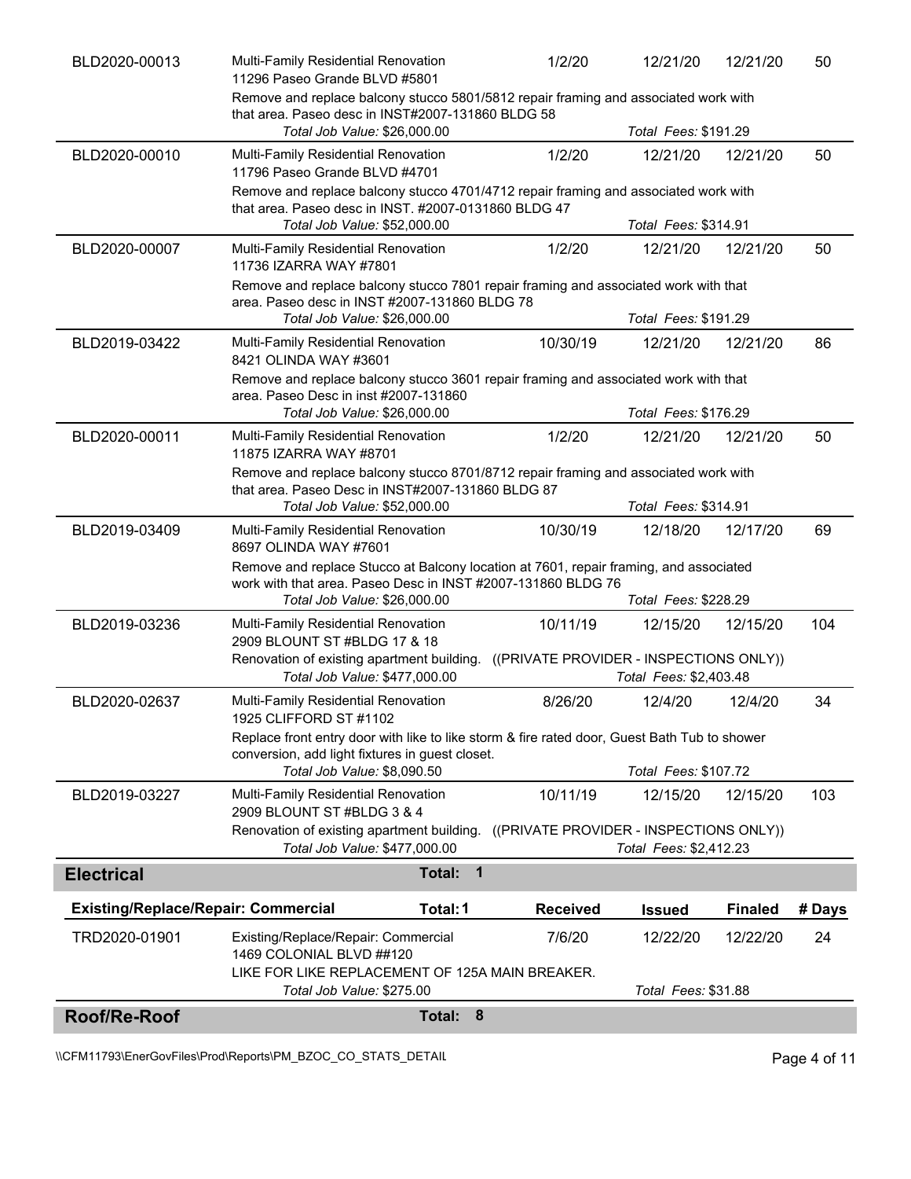| Permit | Description | Received | Issued | Finaled | # Days |
|---|---|---|---|---|---|
| BLD2020-00013 | Multi-Family Residential Renovation<br>11296 Paseo Grande BLVD #5801<br>Remove and replace balcony stucco 5801/5812 repair framing and associated work with that area. Paseo desc in INST#2007-131860 BLDG 58<br>*Total Job Value:* $26,000.00 *Total Fees:* $191.29 | 1/2/20 | 12/21/20 | 12/21/20 | 50 |
| BLD2020-00010 | Multi-Family Residential Renovation<br>11796 Paseo Grande BLVD #4701<br>Remove and replace balcony stucco 4701/4712 repair framing and associated work with that area. Paseo desc in INST. #2007-0131860 BLDG 47<br>*Total Job Value:* $52,000.00 *Total Fees:* $314.91 | 1/2/20 | 12/21/20 | 12/21/20 | 50 |
| BLD2020-00007 | Multi-Family Residential Renovation<br>11736 IZARRA WAY #7801<br>Remove and replace balcony stucco 7801 repair framing and associated work with that area. Paseo desc in INST #2007-131860 BLDG 78<br>*Total Job Value:* $26,000.00 *Total Fees:* $191.29 | 1/2/20 | 12/21/20 | 12/21/20 | 50 |
| BLD2019-03422 | Multi-Family Residential Renovation<br>8421 OLINDA WAY #3601<br>Remove and replace balcony stucco 3601 repair framing and associated work with that area. Paseo Desc in inst #2007-131860<br>*Total Job Value:* $26,000.00 *Total Fees:* $176.29 | 10/30/19 | 12/21/20 | 12/21/20 | 86 |
| BLD2020-00011 | Multi-Family Residential Renovation<br>11875 IZARRA WAY #8701<br>Remove and replace balcony stucco 8701/8712 repair framing and associated work with that area. Paseo Desc in INST#2007-131860 BLDG 87<br>*Total Job Value:* $52,000.00 *Total Fees:* $314.91 | 1/2/20 | 12/21/20 | 12/21/20 | 50 |
| BLD2019-03409 | Multi-Family Residential Renovation<br>8697 OLINDA WAY #7601<br>Remove and replace Stucco at Balcony location at 7601, repair framing, and associated work with that area. Paseo Desc in INST #2007-131860 BLDG 76<br>*Total Job Value:* $26,000.00 *Total Fees:* $228.29 | 10/30/19 | 12/18/20 | 12/17/20 | 69 |
| BLD2019-03236 | Multi-Family Residential Renovation<br>2909 BLOUNT ST #BLDG 17 & 18<br>Renovation of existing apartment building. ((PRIVATE PROVIDER - INSPECTIONS ONLY))<br>*Total Job Value:* $477,000.00 *Total Fees:* $2,403.48 | 10/11/19 | 12/15/20 | 12/15/20 | 104 |
| BLD2020-02637 | Multi-Family Residential Renovation<br>1925 CLIFFORD ST #1102<br>Replace front entry door with like to like storm & fire rated door, Guest Bath Tub to shower conversion, add light fixtures in guest closet.<br>*Total Job Value:* $8,090.50 *Total Fees:* $107.72 | 8/26/20 | 12/4/20 | 12/4/20 | 34 |
| BLD2019-03227 | Multi-Family Residential Renovation<br>2909 BLOUNT ST #BLDG 3 & 4<br>Renovation of existing apartment building. ((PRIVATE PROVIDER - INSPECTIONS ONLY))<br>*Total Job Value:* $477,000.00 *Total Fees:* $2,412.23 | 10/11/19 | 12/15/20 | 12/15/20 | 103 |

## Electrical — Total: 1

| Existing/Replace/Repair: Commercial — Total: 1 | | Received | Issued | Finaled | # Days |
|---|---|---|---|---|---|
| TRD2020-01901 | Existing/Replace/Repair: Commercial<br>1469 COLONIAL BLVD ##120<br>LIKE FOR LIKE REPLACEMENT OF 125A MAIN BREAKER.<br>*Total Job Value:* $275.00 *Total Fees:* $31.88 | 7/6/20 | 12/22/20 | 12/22/20 | 24 |

## Roof/Re-Roof — Total: 8

\\CFM11793\EnerGovFiles\Prod\Reports\PM_BZOC_CO_STATS_DETAIL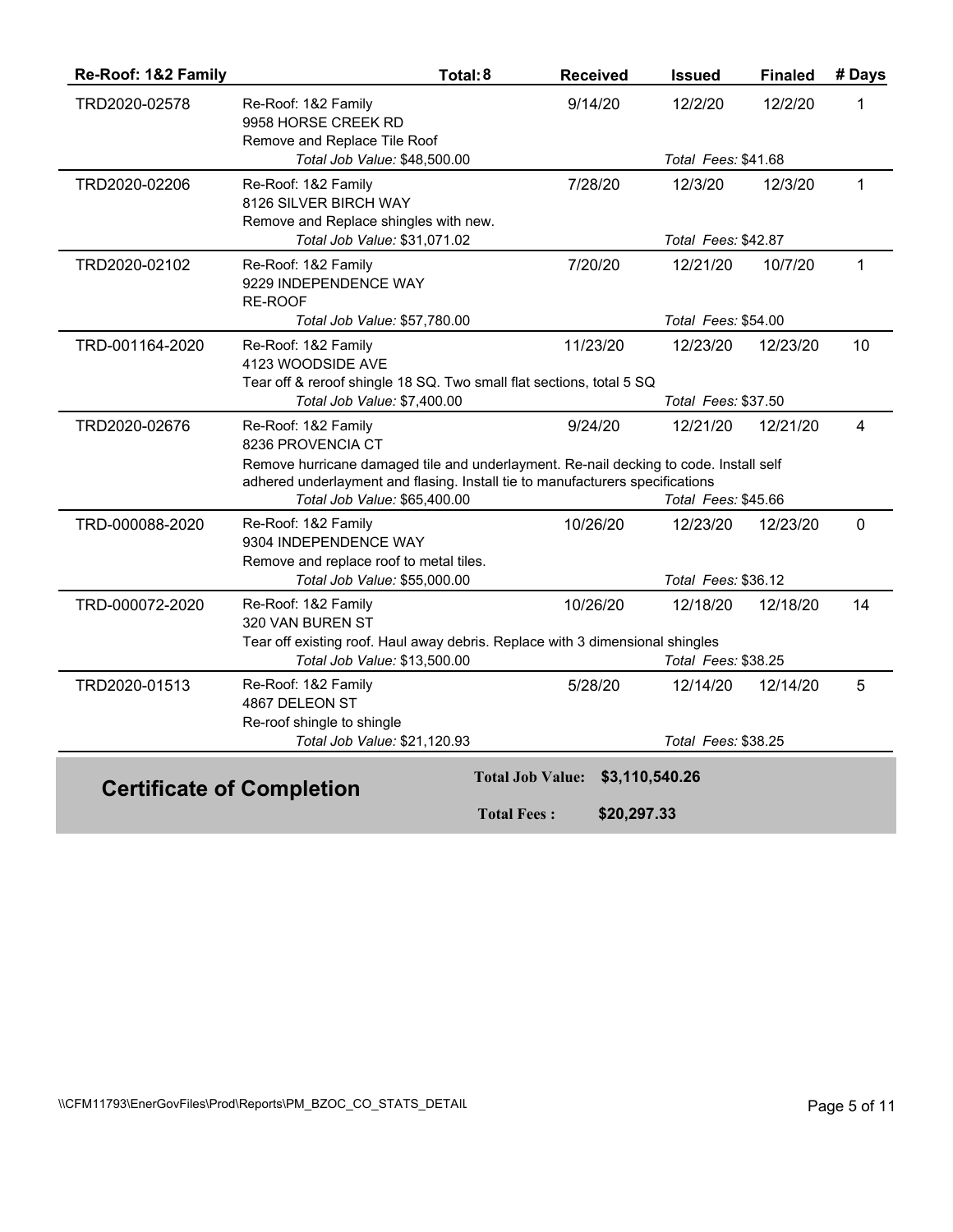| Re-Roof: 1&2 Family | | Total: 8 | Received | Issued | Finaled | # Days |
|---|---|---|---|---|---|---|
| TRD2020-02578 | Re-Roof: 1&2 Family<br>9958 HORSE CREEK RD<br>Remove and Replace Tile Roof<br>*Total Job Value:* $48,500.00 | | 9/14/20 | 12/2/20<br>*Total Fees:* $41.68 | 12/2/20 | 1 |
| TRD2020-02206 | Re-Roof: 1&2 Family<br>8126 SILVER BIRCH WAY<br>Remove and Replace shingles with new.<br>*Total Job Value:* $31,071.02 | | 7/28/20 | 12/3/20<br>*Total Fees:* $42.87 | 12/3/20 | 1 |
| TRD2020-02102 | Re-Roof: 1&2 Family<br>9229 INDEPENDENCE WAY<br>RE-ROOF<br>*Total Job Value:* $57,780.00 | | 7/20/20 | 12/21/20<br>*Total Fees:* $54.00 | 10/7/20 | 1 |
| TRD-001164-2020 | Re-Roof: 1&2 Family<br>4123 WOODSIDE AVE<br>Tear off & reroof shingle 18 SQ. Two small flat sections, total 5 SQ<br>*Total Job Value:* $7,400.00 | | 11/23/20 | 12/23/20<br>*Total Fees:* $37.50 | 12/23/20 | 10 |
| TRD2020-02676 | Re-Roof: 1&2 Family<br>8236 PROVENCIA CT<br>Remove hurricane damaged tile and underlayment. Re-nail decking to code. Install self adhered underlayment and flasing. Install tie to manufacturers specifications<br>*Total Job Value:* $65,400.00 | | 9/24/20 | 12/21/20<br>*Total Fees:* $45.66 | 12/21/20 | 4 |
| TRD-000088-2020 | Re-Roof: 1&2 Family<br>9304 INDEPENDENCE WAY<br>Remove and replace roof to metal tiles.<br>*Total Job Value:* $55,000.00 | | 10/26/20 | 12/23/20<br>*Total Fees:* $36.12 | 12/23/20 | 0 |
| TRD-000072-2020 | Re-Roof: 1&2 Family<br>320 VAN BUREN ST<br>Tear off existing roof. Haul away debris. Replace with 3 dimensional shingles<br>*Total Job Value:* $13,500.00 | | 10/26/20 | 12/18/20<br>*Total Fees:* $38.25 | 12/18/20 | 14 |
| TRD2020-01513 | Re-Roof: 1&2 Family<br>4867 DELEON ST<br>Re-roof shingle to shingle<br>*Total Job Value:* $21,120.93 | | 5/28/20 | 12/14/20<br>*Total Fees:* $38.25 | 12/14/20 | 5 |

## Certificate of Completion

**Total Job Value:** $3,110,540.26

**Total Fees :** $20,297.33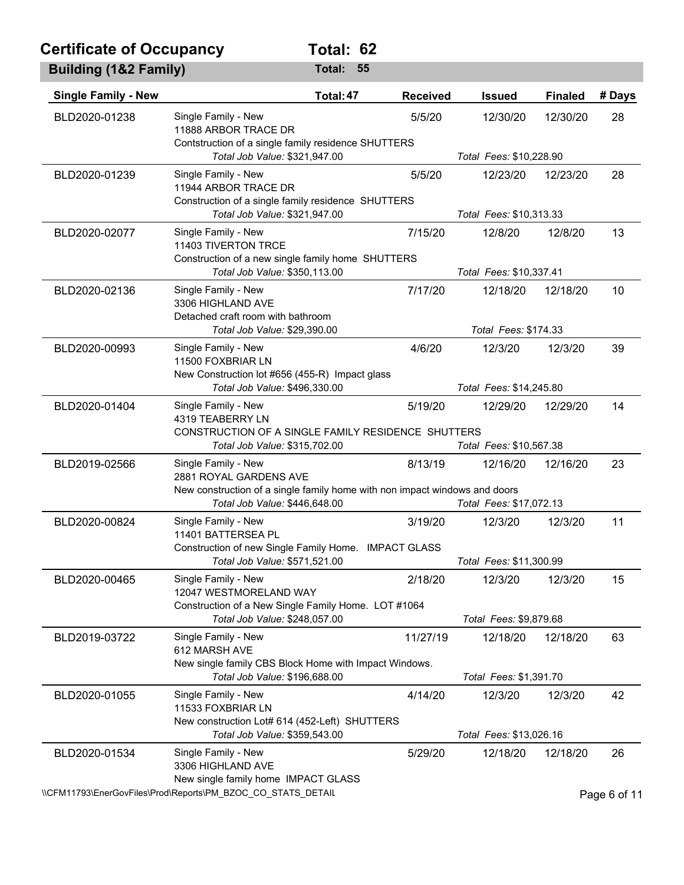## Certificate of Occupancy — Total: 62

### Building (1&2 Family) — Total: 55

| Single Family - New | Total: 47 | Received | Issued | Finaled | # Days |
|---|---|---|---|---|---|
| BLD2020-01238 | Single Family - New<br>11888 ARBOR TRACE DR<br>Contstruction of a single family residence SHUTTERS<br>*Total Job Value:* $321,947.00 | 5/5/20 | 12/30/20<br>*Total Fees:* $10,228.90 | 12/30/20 | 28 |
| BLD2020-01239 | Single Family - New<br>11944 ARBOR TRACE DR<br>Construction of a single family residence SHUTTERS<br>*Total Job Value:* $321,947.00 | 5/5/20 | 12/23/20<br>*Total Fees:* $10,313.33 | 12/23/20 | 28 |
| BLD2020-02077 | Single Family - New<br>11403 TIVERTON TRCE<br>Construction of a new single family home SHUTTERS<br>*Total Job Value:* $350,113.00 | 7/15/20 | 12/8/20<br>*Total Fees:* $10,337.41 | 12/8/20 | 13 |
| BLD2020-02136 | Single Family - New<br>3306 HIGHLAND AVE<br>Detached craft room with bathroom<br>*Total Job Value:* $29,390.00 | 7/17/20 | 12/18/20<br>*Total Fees:* $174.33 | 12/18/20 | 10 |
| BLD2020-00993 | Single Family - New<br>11500 FOXBRIAR LN<br>New Construction lot #656 (455-R) Impact glass<br>*Total Job Value:* $496,330.00 | 4/6/20 | 12/3/20<br>*Total Fees:* $14,245.80 | 12/3/20 | 39 |
| BLD2020-01404 | Single Family - New<br>4319 TEABERRY LN<br>CONSTRUCTION OF A SINGLE FAMILY RESIDENCE SHUTTERS<br>*Total Job Value:* $315,702.00 | 5/19/20 | 12/29/20<br>*Total Fees:* $10,567.38 | 12/29/20 | 14 |
| BLD2019-02566 | Single Family - New<br>2881 ROYAL GARDENS AVE<br>New construction of a single family home with non impact windows and doors<br>*Total Job Value:* $446,648.00 | 8/13/19 | 12/16/20<br>*Total Fees:* $17,072.13 | 12/16/20 | 23 |
| BLD2020-00824 | Single Family - New<br>11401 BATTERSEA PL<br>Construction of new Single Family Home. IMPACT GLASS<br>*Total Job Value:* $571,521.00 | 3/19/20 | 12/3/20<br>*Total Fees:* $11,300.99 | 12/3/20 | 11 |
| BLD2020-00465 | Single Family - New<br>12047 WESTMORELAND WAY<br>Construction of a New Single Family Home. LOT #1064<br>*Total Job Value:* $248,057.00 | 2/18/20 | 12/3/20<br>*Total Fees:* $9,879.68 | 12/3/20 | 15 |
| BLD2019-03722 | Single Family - New<br>612 MARSH AVE<br>New single family CBS Block Home with Impact Windows.<br>*Total Job Value:* $196,688.00 | 11/27/19 | 12/18/20<br>*Total Fees:* $1,391.70 | 12/18/20 | 63 |
| BLD2020-01055 | Single Family - New<br>11533 FOXBRIAR LN<br>New construction Lot# 614 (452-Left) SHUTTERS<br>*Total Job Value:* $359,543.00 | 4/14/20 | 12/3/20<br>*Total Fees:* $13,026.16 | 12/3/20 | 42 |
| BLD2020-01534 | Single Family - New<br>3306 HIGHLAND AVE<br>New single family home IMPACT GLASS | 5/29/20 | 12/18/20 | 12/18/20 | 26 |

\\CFM11793\EnerGovFiles\Prod\Reports\PM_BZOC_CO_STATS_DETAIL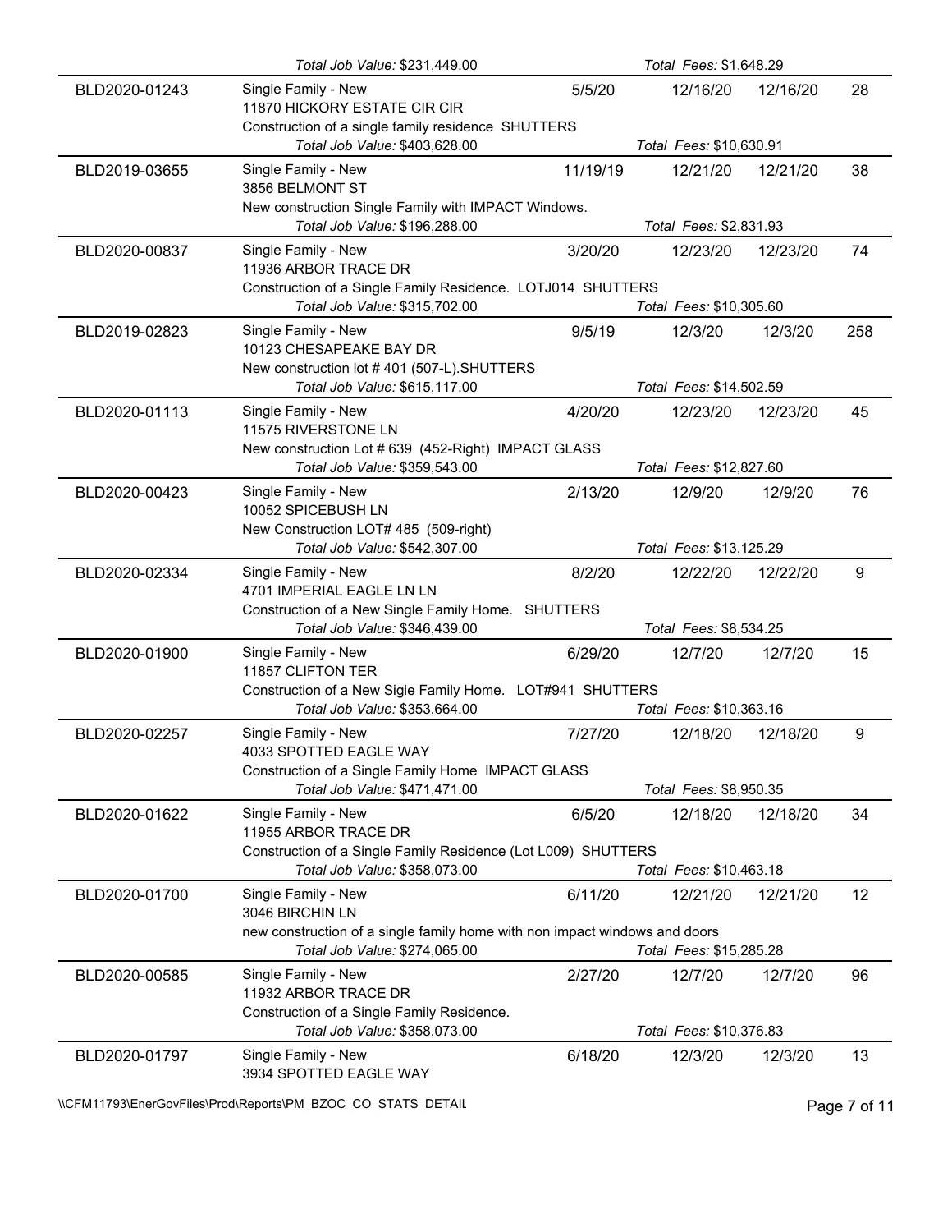| | | | | | |
|---|---|---|---|---|---|
| | *Total Job Value:* $231,449.00 | | *Total Fees:* $1,648.29 | | |
| BLD2020-01243 | Single Family - New<br>11870 HICKORY ESTATE CIR CIR<br>Construction of a single family residence SHUTTERS | 5/5/20 | 12/16/20 | 12/16/20 | 28 |
| | *Total Job Value:* $403,628.00 | | *Total Fees:* $10,630.91 | | |
| BLD2019-03655 | Single Family - New<br>3856 BELMONT ST<br>New construction Single Family with IMPACT Windows. | 11/19/19 | 12/21/20 | 12/21/20 | 38 |
| | *Total Job Value:* $196,288.00 | | *Total Fees:* $2,831.93 | | |
| BLD2020-00837 | Single Family - New<br>11936 ARBOR TRACE DR<br>Construction of a Single Family Residence. LOTJ014 SHUTTERS | 3/20/20 | 12/23/20 | 12/23/20 | 74 |
| | *Total Job Value:* $315,702.00 | | *Total Fees:* $10,305.60 | | |
| BLD2019-02823 | Single Family - New<br>10123 CHESAPEAKE BAY DR<br>New construction lot # 401 (507-L).SHUTTERS | 9/5/19 | 12/3/20 | 12/3/20 | 258 |
| | *Total Job Value:* $615,117.00 | | *Total Fees:* $14,502.59 | | |
| BLD2020-01113 | Single Family - New<br>11575 RIVERSTONE LN<br>New construction Lot # 639 (452-Right) IMPACT GLASS | 4/20/20 | 12/23/20 | 12/23/20 | 45 |
| | *Total Job Value:* $359,543.00 | | *Total Fees:* $12,827.60 | | |
| BLD2020-00423 | Single Family - New<br>10052 SPICEBUSH LN<br>New Construction LOT# 485 (509-right) | 2/13/20 | 12/9/20 | 12/9/20 | 76 |
| | *Total Job Value:* $542,307.00 | | *Total Fees:* $13,125.29 | | |
| BLD2020-02334 | Single Family - New<br>4701 IMPERIAL EAGLE LN LN<br>Construction of a New Single Family Home. SHUTTERS | 8/2/20 | 12/22/20 | 12/22/20 | 9 |
| | *Total Job Value:* $346,439.00 | | *Total Fees:* $8,534.25 | | |
| BLD2020-01900 | Single Family - New<br>11857 CLIFTON TER<br>Construction of a New Sigle Family Home. LOT#941 SHUTTERS | 6/29/20 | 12/7/20 | 12/7/20 | 15 |
| | *Total Job Value:* $353,664.00 | | *Total Fees:* $10,363.16 | | |
| BLD2020-02257 | Single Family - New<br>4033 SPOTTED EAGLE WAY<br>Construction of a Single Family Home IMPACT GLASS | 7/27/20 | 12/18/20 | 12/18/20 | 9 |
| | *Total Job Value:* $471,471.00 | | *Total Fees:* $8,950.35 | | |
| BLD2020-01622 | Single Family - New<br>11955 ARBOR TRACE DR<br>Construction of a Single Family Residence (Lot L009) SHUTTERS | 6/5/20 | 12/18/20 | 12/18/20 | 34 |
| | *Total Job Value:* $358,073.00 | | *Total Fees:* $10,463.18 | | |
| BLD2020-01700 | Single Family - New<br>3046 BIRCHIN LN<br>new construction of a single family home with non impact windows and doors | 6/11/20 | 12/21/20 | 12/21/20 | 12 |
| | *Total Job Value:* $274,065.00 | | *Total Fees:* $15,285.28 | | |
| BLD2020-00585 | Single Family - New<br>11932 ARBOR TRACE DR<br>Construction of a Single Family Residence. | 2/27/20 | 12/7/20 | 12/7/20 | 96 |
| | *Total Job Value:* $358,073.00 | | *Total Fees:* $10,376.83 | | |
| BLD2020-01797 | Single Family - New<br>3934 SPOTTED EAGLE WAY | 6/18/20 | 12/3/20 | 12/3/20 | 13 |

\\CFM11793\EnerGovFiles\Prod\Reports\PM_BZOC_CO_STATS_DETAIL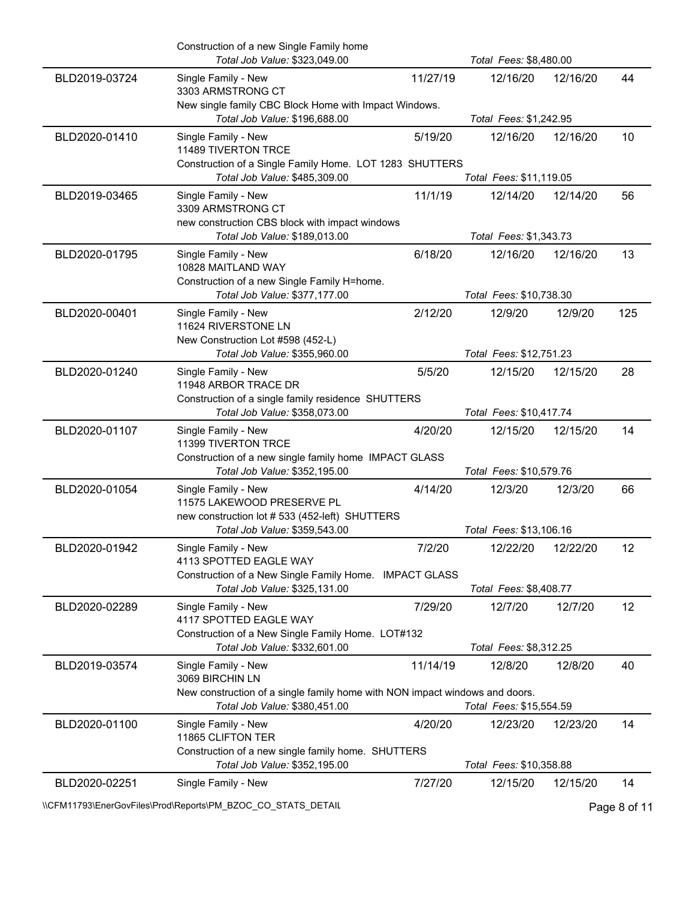| Permit # | Description | Applied | Issued | CO | Days |
|---|---|---|---|---|---|
| | Construction of a new Single Family home<br>*Total Job Value: $323,049.00* | | *Total Fees: $8,480.00* | | |
| BLD2019-03724 | Single Family - New<br>3303 ARMSTRONG CT<br>New single family CBC Block Home with Impact Windows.<br>*Total Job Value: $196,688.00* | 11/27/19 | 12/16/20<br>*Total Fees: $1,242.95* | 12/16/20 | 44 |
| BLD2020-01410 | Single Family - New<br>11489 TIVERTON TRCE<br>Construction of a Single Family Home. LOT 1283 SHUTTERS<br>*Total Job Value: $485,309.00* | 5/19/20 | 12/16/20<br>*Total Fees: $11,119.05* | 12/16/20 | 10 |
| BLD2019-03465 | Single Family - New<br>3309 ARMSTRONG CT<br>new construction CBS block with impact windows<br>*Total Job Value: $189,013.00* | 11/1/19 | 12/14/20<br>*Total Fees: $1,343.73* | 12/14/20 | 56 |
| BLD2020-01795 | Single Family - New<br>10828 MAITLAND WAY<br>Construction of a new Single Family H=home.<br>*Total Job Value: $377,177.00* | 6/18/20 | 12/16/20<br>*Total Fees: $10,738.30* | 12/16/20 | 13 |
| BLD2020-00401 | Single Family - New<br>11624 RIVERSTONE LN<br>New Construction Lot #598 (452-L)<br>*Total Job Value: $355,960.00* | 2/12/20 | 12/9/20<br>*Total Fees: $12,751.23* | 12/9/20 | 125 |
| BLD2020-01240 | Single Family - New<br>11948 ARBOR TRACE DR<br>Construction of a single family residence SHUTTERS<br>*Total Job Value: $358,073.00* | 5/5/20 | 12/15/20<br>*Total Fees: $10,417.74* | 12/15/20 | 28 |
| BLD2020-01107 | Single Family - New<br>11399 TIVERTON TRCE<br>Construction of a new single family home IMPACT GLASS<br>*Total Job Value: $352,195.00* | 4/20/20 | 12/15/20<br>*Total Fees: $10,579.76* | 12/15/20 | 14 |
| BLD2020-01054 | Single Family - New<br>11575 LAKEWOOD PRESERVE PL<br>new construction lot # 533 (452-left) SHUTTERS<br>*Total Job Value: $359,543.00* | 4/14/20 | 12/3/20<br>*Total Fees: $13,106.16* | 12/3/20 | 66 |
| BLD2020-01942 | Single Family - New<br>4113 SPOTTED EAGLE WAY<br>Construction of a New Single Family Home. IMPACT GLASS<br>*Total Job Value: $325,131.00* | 7/2/20 | 12/22/20<br>*Total Fees: $8,408.77* | 12/22/20 | 12 |
| BLD2020-02289 | Single Family - New<br>4117 SPOTTED EAGLE WAY<br>Construction of a New Single Family Home. LOT#132<br>*Total Job Value: $332,601.00* | 7/29/20 | 12/7/20<br>*Total Fees: $8,312.25* | 12/7/20 | 12 |
| BLD2019-03574 | Single Family - New<br>3069 BIRCHIN LN<br>New construction of a single family home with NON impact windows and doors.<br>*Total Job Value: $380,451.00* | 11/14/19 | 12/8/20<br>*Total Fees: $15,554.59* | 12/8/20 | 40 |
| BLD2020-01100 | Single Family - New<br>11865 CLIFTON TER<br>Construction of a new single family home. SHUTTERS<br>*Total Job Value: $352,195.00* | 4/20/20 | 12/23/20<br>*Total Fees: $10,358.88* | 12/23/20 | 14 |
| BLD2020-02251 | Single Family - New | 7/27/20 | 12/15/20 | 12/15/20 | 14 |

\\CFM11793\EnerGovFiles\Prod\Reports\PM_BZOC_CO_STATS_DETAIL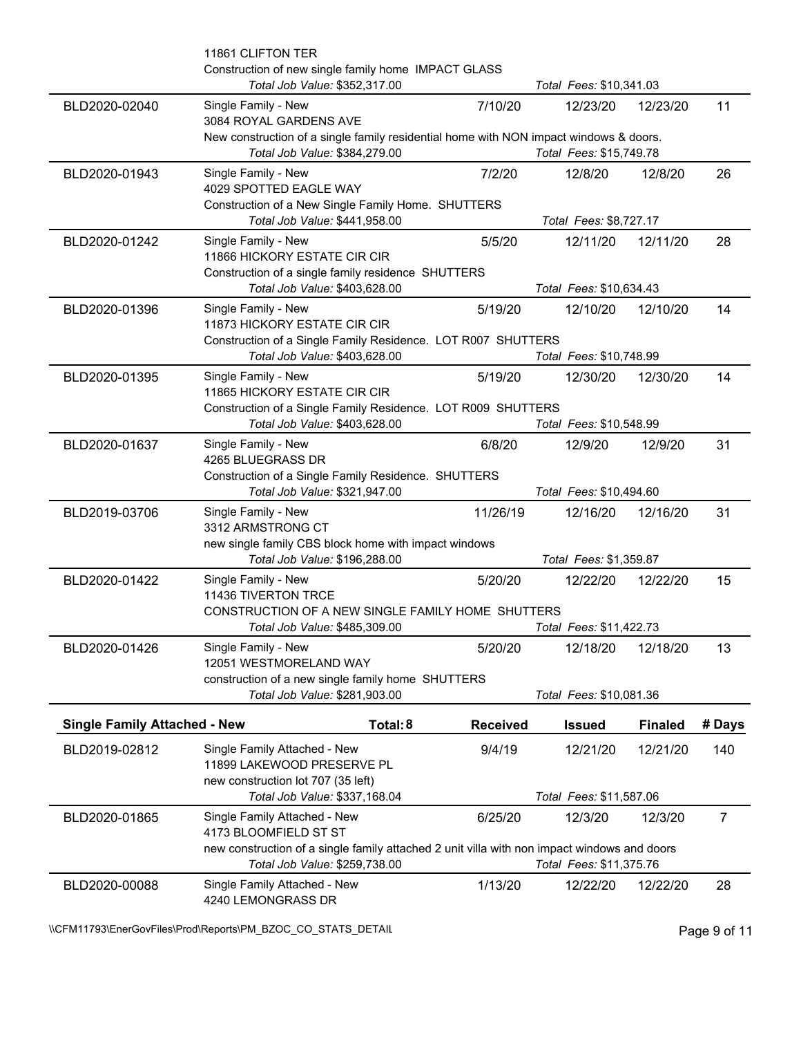| | | | | | |
|---|---|---|---|---|---|
| | 11861 CLIFTON TER<br>Construction of new single family home IMPACT GLASS<br>*Total Job Value:* $352,317.00 | | *Total Fees:* $10,341.03 | | |
| BLD2020-02040 | Single Family - New<br>3084 ROYAL GARDENS AVE<br>New construction of a single family residential home with NON impact windows & doors.<br>*Total Job Value:* $384,279.00 | 7/10/20 | 12/23/20<br>*Total Fees:* $15,749.78 | 12/23/20 | 11 |
| BLD2020-01943 | Single Family - New<br>4029 SPOTTED EAGLE WAY<br>Construction of a New Single Family Home. SHUTTERS<br>*Total Job Value:* $441,958.00 | 7/2/20 | 12/8/20<br>*Total Fees:* $8,727.17 | 12/8/20 | 26 |
| BLD2020-01242 | Single Family - New<br>11866 HICKORY ESTATE CIR CIR<br>Construction of a single family residence SHUTTERS<br>*Total Job Value:* $403,628.00 | 5/5/20 | 12/11/20<br>*Total Fees:* $10,634.43 | 12/11/20 | 28 |
| BLD2020-01396 | Single Family - New<br>11873 HICKORY ESTATE CIR CIR<br>Construction of a Single Family Residence. LOT R007 SHUTTERS<br>*Total Job Value:* $403,628.00 | 5/19/20 | 12/10/20<br>*Total Fees:* $10,748.99 | 12/10/20 | 14 |
| BLD2020-01395 | Single Family - New<br>11865 HICKORY ESTATE CIR CIR<br>Construction of a Single Family Residence. LOT R009 SHUTTERS<br>*Total Job Value:* $403,628.00 | 5/19/20 | 12/30/20<br>*Total Fees:* $10,548.99 | 12/30/20 | 14 |
| BLD2020-01637 | Single Family - New<br>4265 BLUEGRASS DR<br>Construction of a Single Family Residence. SHUTTERS<br>*Total Job Value:* $321,947.00 | 6/8/20 | 12/9/20<br>*Total Fees:* $10,494.60 | 12/9/20 | 31 |
| BLD2019-03706 | Single Family - New<br>3312 ARMSTRONG CT<br>new single family CBS block home with impact windows<br>*Total Job Value:* $196,288.00 | 11/26/19 | 12/16/20<br>*Total Fees:* $1,359.87 | 12/16/20 | 31 |
| BLD2020-01422 | Single Family - New<br>11436 TIVERTON TRCE<br>CONSTRUCTION OF A NEW SINGLE FAMILY HOME SHUTTERS<br>*Total Job Value:* $485,309.00 | 5/20/20 | 12/22/20<br>*Total Fees:* $11,422.73 | 12/22/20 | 15 |
| BLD2020-01426 | Single Family - New<br>12051 WESTMORELAND WAY<br>construction of a new single family home SHUTTERS<br>*Total Job Value:* $281,903.00 | 5/20/20 | 12/18/20<br>*Total Fees:* $10,081.36 | 12/18/20 | 13 |

| **Single Family Attached - New** | **Total: 8** | **Received** | **Issued** | **Finaled** | **# Days** |
|---|---|---|---|---|---|
| BLD2019-02812 | Single Family Attached - New<br>11899 LAKEWOOD PRESERVE PL<br>new construction lot 707 (35 left)<br>*Total Job Value:* $337,168.04 | 9/4/19 | 12/21/20<br>*Total Fees:* $11,587.06 | 12/21/20 | 140 |
| BLD2020-01865 | Single Family Attached - New<br>4173 BLOOMFIELD ST ST<br>new construction of a single family attached 2 unit villa with non impact windows and doors<br>*Total Job Value:* $259,738.00 | 6/25/20 | 12/3/20<br>*Total Fees:* $11,375.76 | 12/3/20 | 7 |
| BLD2020-00088 | Single Family Attached - New<br>4240 LEMONGRASS DR | 1/13/20 | 12/22/20 | 12/22/20 | 28 |

\\CFM11793\EnerGovFiles\Prod\Reports\PM_BZOC_CO_STATS_DETAIL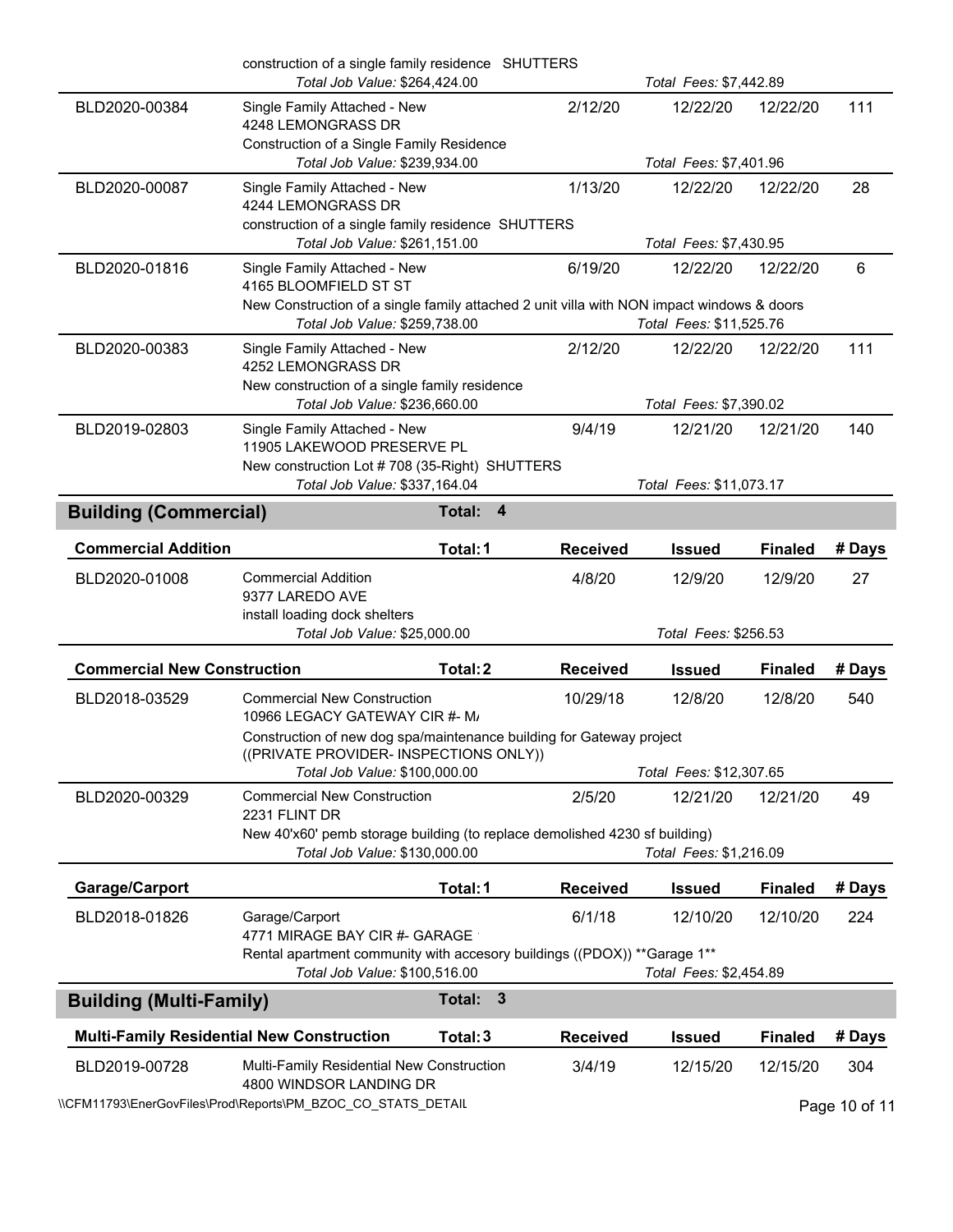| | | Received | Issued | Finaled | # Days |
|---|---|---|---|---|---|
| | construction of a single family residence SHUTTERS | | | | |
| | *Total Job Value: $264,424.00* | | *Total Fees: $7,442.89* | | |
| BLD2020-00384 | Single Family Attached - New<br>4248 LEMONGRASS DR<br>Construction of a Single Family Residence | 2/12/20 | 12/22/20 | 12/22/20 | 111 |
| | *Total Job Value: $239,934.00* | | *Total Fees: $7,401.96* | | |
| BLD2020-00087 | Single Family Attached - New<br>4244 LEMONGRASS DR<br>construction of a single family residence SHUTTERS | 1/13/20 | 12/22/20 | 12/22/20 | 28 |
| | *Total Job Value: $261,151.00* | | *Total Fees: $7,430.95* | | |
| BLD2020-01816 | Single Family Attached - New<br>4165 BLOOMFIELD ST ST<br>New Construction of a single family attached 2 unit villa with NON impact windows & doors | 6/19/20 | 12/22/20 | 12/22/20 | 6 |
| | *Total Job Value: $259,738.00* | | *Total Fees: $11,525.76* | | |
| BLD2020-00383 | Single Family Attached - New<br>4252 LEMONGRASS DR<br>New construction of a single family residence | 2/12/20 | 12/22/20 | 12/22/20 | 111 |
| | *Total Job Value: $236,660.00* | | *Total Fees: $7,390.02* | | |
| BLD2019-02803 | Single Family Attached - New<br>11905 LAKEWOOD PRESERVE PL<br>New construction Lot # 708 (35-Right) SHUTTERS | 9/4/19 | 12/21/20 | 12/21/20 | 140 |
| | *Total Job Value: $337,164.04* | | *Total Fees: $11,073.17* | | |

## Building (Commercial) — Total: 4

| Commercial Addition | Total: 1 | Received | Issued | Finaled | # Days |
|---|---|---|---|---|---|
| BLD2020-01008 | Commercial Addition<br>9377 LAREDO AVE<br>install loading dock shelters | 4/8/20 | 12/9/20 | 12/9/20 | 27 |
| | *Total Job Value: $25,000.00* | | *Total Fees: $256.53* | | |

| Commercial New Construction | Total: 2 | Received | Issued | Finaled | # Days |
|---|---|---|---|---|---|
| BLD2018-03529 | Commercial New Construction<br>10966 LEGACY GATEWAY CIR #- M/<br>Construction of new dog spa/maintenance building for Gateway project ((PRIVATE PROVIDER- INSPECTIONS ONLY)) | 10/29/18 | 12/8/20 | 12/8/20 | 540 |
| | *Total Job Value: $100,000.00* | | *Total Fees: $12,307.65* | | |
| BLD2020-00329 | Commercial New Construction<br>2231 FLINT DR<br>New 40'x60' pemb storage building (to replace demolished 4230 sf building) | 2/5/20 | 12/21/20 | 12/21/20 | 49 |
| | *Total Job Value: $130,000.00* | | *Total Fees: $1,216.09* | | |

| Garage/Carport | Total: 1 | Received | Issued | Finaled | # Days |
|---|---|---|---|---|---|
| BLD2018-01826 | Garage/Carport<br>4771 MIRAGE BAY CIR #- GARAGE<br>Rental apartment community with accesory buildings ((PDOX)) **Garage 1** | 6/1/18 | 12/10/20 | 12/10/20 | 224 |
| | *Total Job Value: $100,516.00* | | *Total Fees: $2,454.89* | | |

## Building (Multi-Family) — Total: 3

| Multi-Family Residential New Construction | Total: 3 | Received | Issued | Finaled | # Days |
|---|---|---|---|---|---|
| BLD2019-00728 | Multi-Family Residential New Construction<br>4800 WINDSOR LANDING DR | 3/4/19 | 12/15/20 | 12/15/20 | 304 |

\\CFM11793\EnerGovFiles\Prod\Reports\PM_BZOC_CO_STATS_DETAIL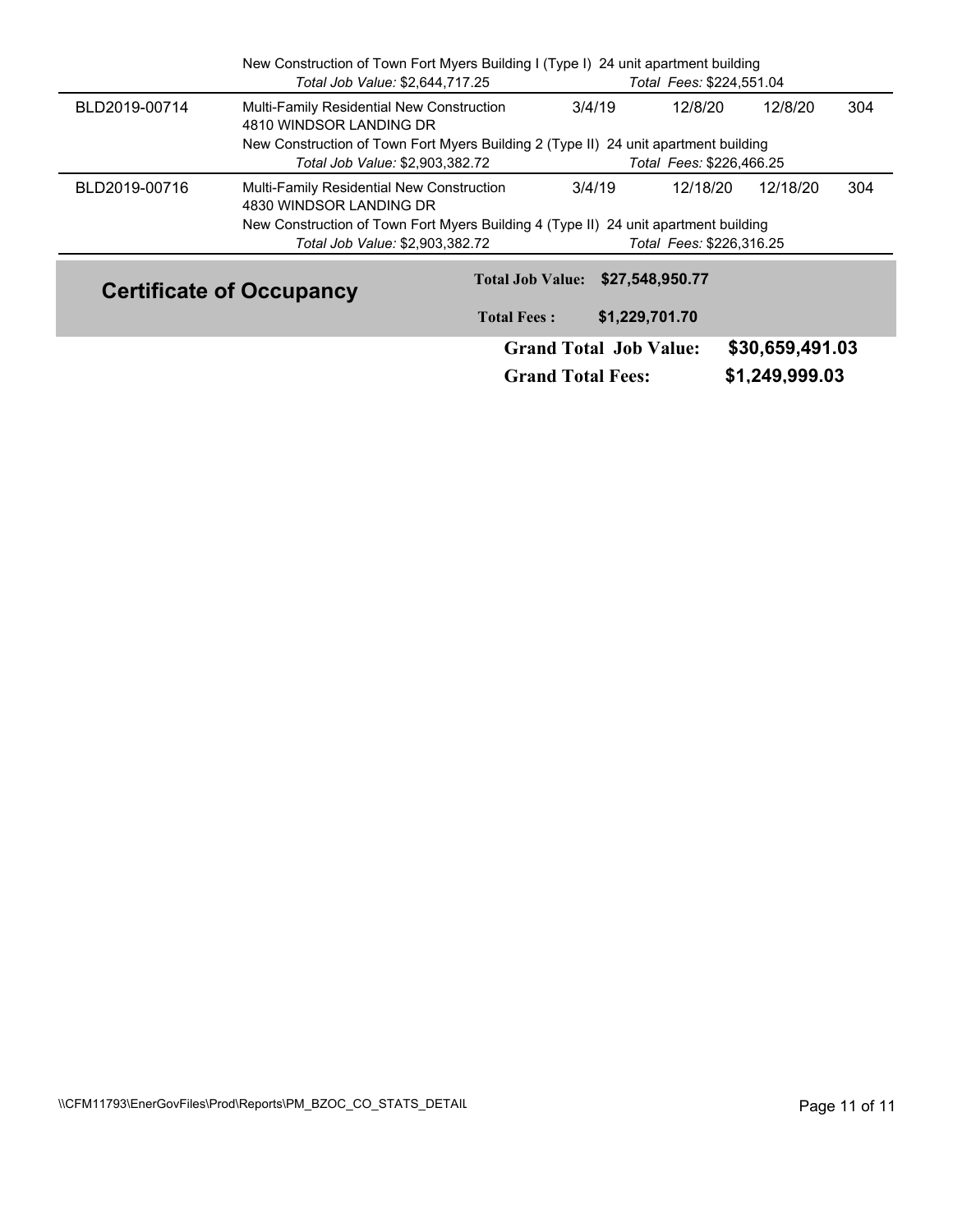| | | | | | |
|---|---|---|---|---|---|
| | New Construction of Town Fort Myers Building I (Type I) 24 unit apartment building | | | | |
| | *Total Job Value:* $2,644,717.25 | | *Total Fees:* $224,551.04 | | |
| BLD2019-00714 | Multi-Family Residential New Construction<br>4810 WINDSOR LANDING DR | 3/4/19 | 12/8/20 | 12/8/20 | 304 |
| | New Construction of Town Fort Myers Building 2 (Type II) 24 unit apartment building | | | | |
| | *Total Job Value:* $2,903,382.72 | | *Total Fees:* $226,466.25 | | |
| BLD2019-00716 | Multi-Family Residential New Construction<br>4830 WINDSOR LANDING DR | 3/4/19 | 12/18/20 | 12/18/20 | 304 |
| | New Construction of Town Fort Myers Building 4 (Type II) 24 unit apartment building | | | | |
| | *Total Job Value:* $2,903,382.72 | | *Total Fees:* $226,316.25 | | |

## Certificate of Occupancy

**Total Job Value:** **$27,548,950.77**

**Total Fees :** **$1,229,701.70**

**Grand Total Job Value:** **$30,659,491.03**

**Grand Total Fees:** **$1,249,999.03**

\\CFM11793\EnerGovFiles\Prod\Reports\PM_BZOC_CO_STATS_DETAIL